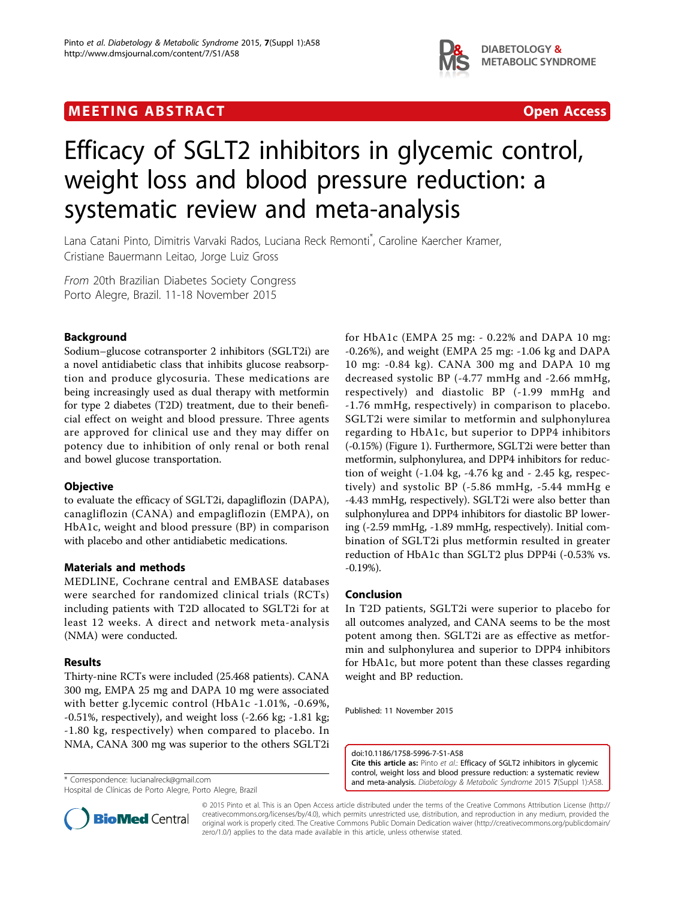MEETING ABSTRACT

Open Access

# Efficacy of SGLT2 inhibitors in glycemic control, weight loss and blood pressure reduction: a systematic review and meta-analysis

Lana Catani Pinto, Dimitris Varvaki Rados, Luciana Reck Remonti*, Caroline Kaercher Kramer, Cristiane Bauermann Leitao, Jorge Luiz Gross

*From* 20th Brazilian Diabetes Society Congress
Porto Alegre, Brazil. 11-18 November 2015

## Background

Sodium–glucose cotransporter 2 inhibitors (SGLT2i) are a novel antidiabetic class that inhibits glucose reabsorption and produce glycosuria. These medications are being increasingly used as dual therapy with metformin for type 2 diabetes (T2D) treatment, due to their beneficial effect on weight and blood pressure. Three agents are approved for clinical use and they may differ on potency due to inhibition of only renal or both renal and bowel glucose transportation.

## Objective

to evaluate the efficacy of SGLT2i, dapagliflozin (DAPA), canagliflozin (CANA) and empagliflozin (EMPA), on HbA1c, weight and blood pressure (BP) in comparison with placebo and other antidiabetic medications.

## Materials and methods

MEDLINE, Cochrane central and EMBASE databases were searched for randomized clinical trials (RCTs) including patients with T2D allocated to SGLT2i for at least 12 weeks. A direct and network meta-analysis (NMA) were conducted.

## Results

Thirty-nine RCTs were included (25.468 patients). CANA 300 mg, EMPA 25 mg and DAPA 10 mg were associated with better g.lycemic control (HbA1c -1.01%, -0.69%, -0.51%, respectively), and weight loss (-2.66 kg; -1.81 kg; -1.80 kg, respectively) when compared to placebo. In NMA, CANA 300 mg was superior to the others SGLT2i for HbA1c (EMPA 25 mg: - 0.22% and DAPA 10 mg: -0.26%), and weight (EMPA 25 mg: -1.06 kg and DAPA 10 mg: -0.84 kg). CANA 300 mg and DAPA 10 mg decreased systolic BP (-4.77 mmHg and -2.66 mmHg, respectively) and diastolic BP (-1.99 mmHg and -1.76 mmHg, respectively) in comparison to placebo. SGLT2i were similar to metformin and sulphonylurea regarding to HbA1c, but superior to DPP4 inhibitors (-0.15%) (Figure 1). Furthermore, SGLT2i were better than metformin, sulphonylurea, and DPP4 inhibitors for reduction of weight (-1.04 kg, -4.76 kg and - 2.45 kg, respectively) and systolic BP (-5.86 mmHg, -5.44 mmHg e -4.43 mmHg, respectively). SGLT2i were also better than sulphonylurea and DPP4 inhibitors for diastolic BP lowering (-2.59 mmHg, -1.89 mmHg, respectively). Initial combination of SGLT2i plus metformin resulted in greater reduction of HbA1c than SGLT2 plus DPP4i (-0.53% vs. -0.19%).

## Conclusion

In T2D patients, SGLT2i were superior to placebo for all outcomes analyzed, and CANA seems to be the most potent among then. SGLT2i are as effective as metformin and sulphonylurea and superior to DPP4 inhibitors for HbA1c, but more potent than these classes regarding weight and BP reduction.

Published: 11 November 2015

\* Correspondence: lucianalreck@gmail.com
Hospital de Clínicas de Porto Alegre, Porto Alegre, Brazil

doi:10.1186/1758-5996-7-S1-A58
**Cite this article as:** Pinto *et al.*: Efficacy of SGLT2 inhibitors in glycemic control, weight loss and blood pressure reduction: a systematic review and meta-analysis. *Diabetology & Metabolic Syndrome* 2015 7(Suppl 1):A58.

© 2015 Pinto et al. This is an Open Access article distributed under the terms of the Creative Commons Attribution License (http://creativecommons.org/licenses/by/4.0), which permits unrestricted use, distribution, and reproduction in any medium, provided the original work is properly cited. The Creative Commons Public Domain Dedication waiver (http://creativecommons.org/publicdomain/zero/1.0/) applies to the data made available in this article, unless otherwise stated.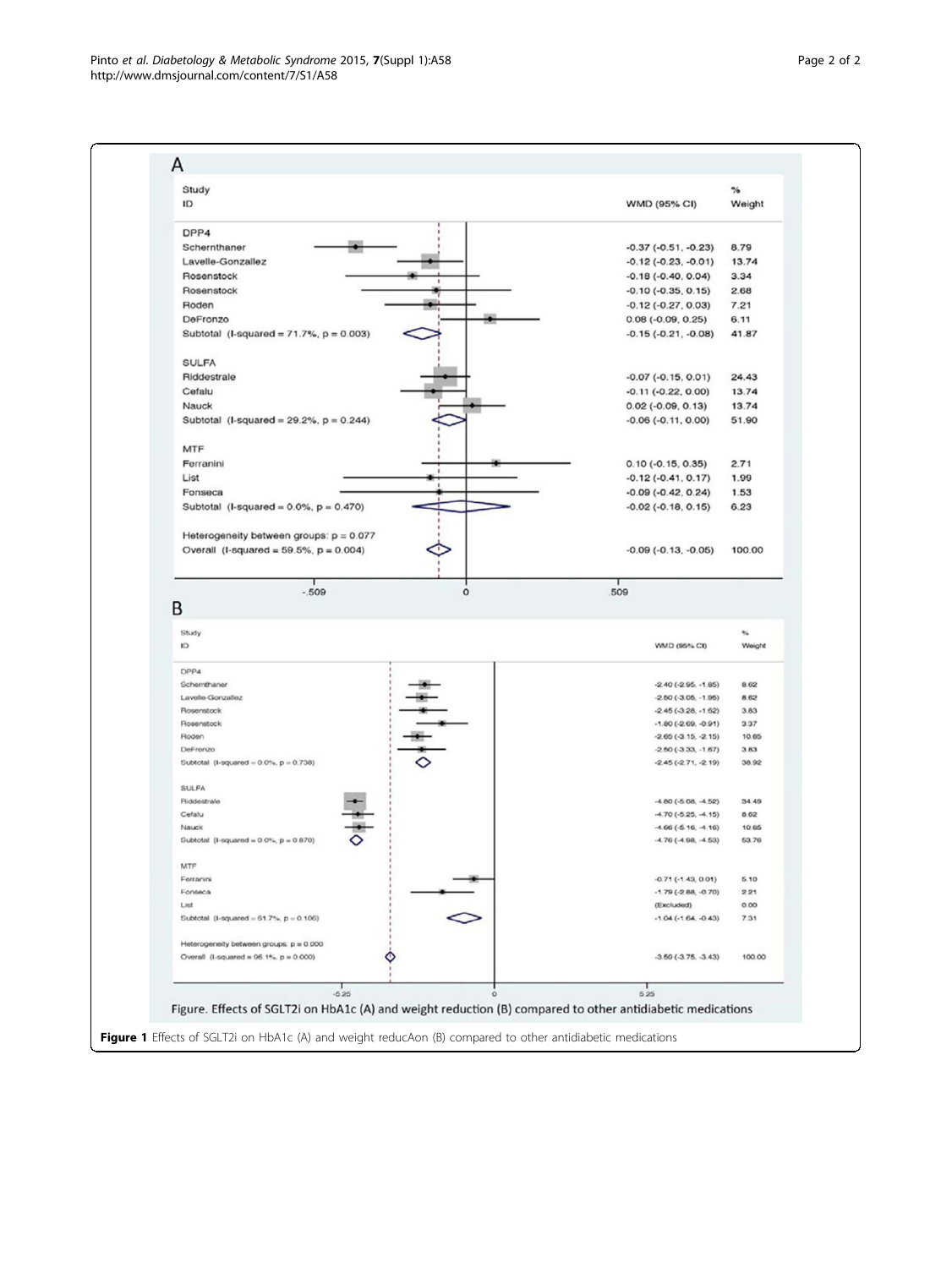A

Study ID | WMD (95% CI) | % Weight

DPP4
Schernthaner -0.37 (-0.51, -0.23) 8.79
Lavelle-Gonzallez -0.12 (-0.23, -0.01) 13.74
Rosenstock -0.18 (-0.40, 0.04) 3.34
Rosenstock -0.10 (-0.35, 0.15) 2.68
Roden -0.12 (-0.27, 0.03) 7.21
DeFronzo 0.08 (-0.09, 0.25) 6.11
Subtotal (I-squared = 71.7%, p = 0.003) -0.15 (-0.21, -0.08) 41.87

SULFA
Riddestrale -0.07 (-0.15, 0.01) 24.43
Cefalu -0.11 (-0.22, 0.00) 13.74
Nauck 0.02 (-0.09, 0.13) 13.74
Subtotal (I-squared = 29.2%, p = 0.244) -0.06 (-0.11, 0.00) 51.90

MTF
Ferranini 0.10 (-0.15, 0.35) 2.71
List -0.12 (-0.41, 0.17) 1.99
Fonseca -0.09 (-0.42, 0.24) 1.53
Subtotal (I-squared = 0.0%, p = 0.470) -0.02 (-0.18, 0.15) 6.23

Heterogeneity between groups: p = 0.077
Overall (I-squared = 59.5%, p = 0.004) -0.09 (-0.13, -0.05) 100.00

-.509 0 .509

B

Study ID | WMD (95% CI) | % Weight

DPP4
Schernthaner -2.40 (-2.95, -1.85) 8.62
Lavelle-Gonzallez -2.50 (-3.05, -1.95) 8.62
Rosenstock -2.45 (-3.28, -1.62) 3.83
Rosenstock -1.80 (-2.69, -0.91) 3.37
Roden -2.65 (-3.15, -2.15) 10.65
DeFronzo -2.50 (-3.33, -1.67) 3.83
Subtotal (I-squared = 0.0%, p = 0.738) -2.45 (-2.71, -2.19) 38.92

SULFA
Riddestrale -4.80 (-5.08, -4.52) 34.49
Cefalu -4.70 (-5.25, -4.15) 8.62
Nauck -4.66 (-5.16, -4.16) 10.65
Subtotal (I-squared = 0.0%, p = 0.870) -4.76 (-4.98, -4.53) 53.76

MTF
Ferranini -0.71 (-1.43, 0.01) 5.10
Fonseca -1.79 (-2.88, -0.70) 2.21
List (Excluded) 0.00
Subtotal (I-squared = 61.7%, p = 0.106) -1.04 (-1.64, -0.43) 7.31

Heterogeneity between groups: p = 0.000
Overall (I-squared = 96.1%, p = 0.000) -3.60 (-3.75, -3.43) 100.00

-5.25 0 5.25

Figure. Effects of SGLT2i on HbA1c (A) and weight reduction (B) compared to other antidiabetic medications

**Figure 1** Effects of SGLT2i on HbA1c (A) and weight reducAon (B) compared to other antidiabetic medications